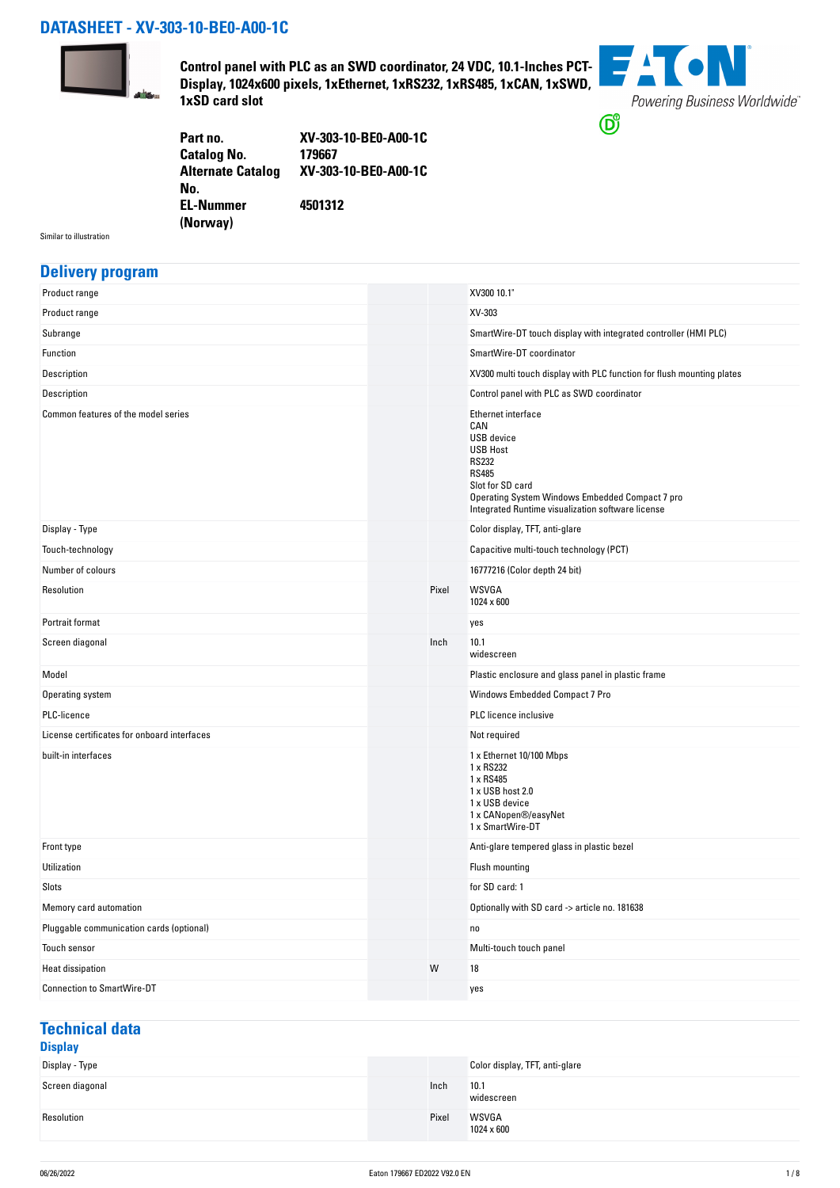# DATASHEET - XV-303-10-BE0-A00-1C

**Control panel with PLC as an SWD coordinator, 24 VDC, 10.1-Inches PCT-Display, 1024x600 pixels, 1xEthernet, 1xRS232, 1xRS485, 1xCAN, 1xSWD, 1xSD card slot**

| | |
|---|---|
| **Part no.** | **XV-303-10-BE0-A00-1C** |
| **Catalog No.** | **179667** |
| **Alternate Catalog No.** | **XV-303-10-BE0-A00-1C** |
| **EL-Nummer (Norway)** | **4501312** |

Similar to illustration

## Delivery program

| | | |
|---|---|---|
| Product range | | XV300 10.1" |
| Product range | | XV-303 |
| Subrange | | SmartWire-DT touch display with integrated controller (HMI PLC) |
| Function | | SmartWire-DT coordinator |
| Description | | XV300 multi touch display with PLC function for flush mounting plates |
| Description | | Control panel with PLC as SWD coordinator |
| Common features of the model series | | Ethernet interface<br>CAN<br>USB device<br>USB Host<br>RS232<br>RS485<br>Slot for SD card<br>Operating System Windows Embedded Compact 7 pro<br>Integrated Runtime visualization software license |
| Display - Type | | Color display, TFT, anti-glare |
| Touch-technology | | Capacitive multi-touch technology (PCT) |
| Number of colours | | 16777216 (Color depth 24 bit) |
| Resolution | Pixel | WSVGA<br>1024 x 600 |
| Portrait format | | yes |
| Screen diagonal | Inch | 10.1<br>widescreen |
| Model | | Plastic enclosure and glass panel in plastic frame |
| Operating system | | Windows Embedded Compact 7 Pro |
| PLC-licence | | PLC licence inclusive |
| License certificates for onboard interfaces | | Not required |
| built-in interfaces | | 1 x Ethernet 10/100 Mbps<br>1 x RS232<br>1 x RS485<br>1 x USB host 2.0<br>1 x USB device<br>1 x CANopen®/easyNet<br>1 x SmartWire-DT |
| Front type | | Anti-glare tempered glass in plastic bezel |
| Utilization | | Flush mounting |
| Slots | | for SD card: 1 |
| Memory card automation | | Optionally with SD card -> article no. 181638 |
| Pluggable communication cards (optional) | | no |
| Touch sensor | | Multi-touch touch panel |
| Heat dissipation | W | 18 |
| Connection to SmartWire-DT | | yes |

## Technical data

### Display

| | | |
|---|---|---|
| Display - Type | | Color display, TFT, anti-glare |
| Screen diagonal | Inch | 10.1<br>widescreen |
| Resolution | Pixel | WSVGA<br>1024 x 600 |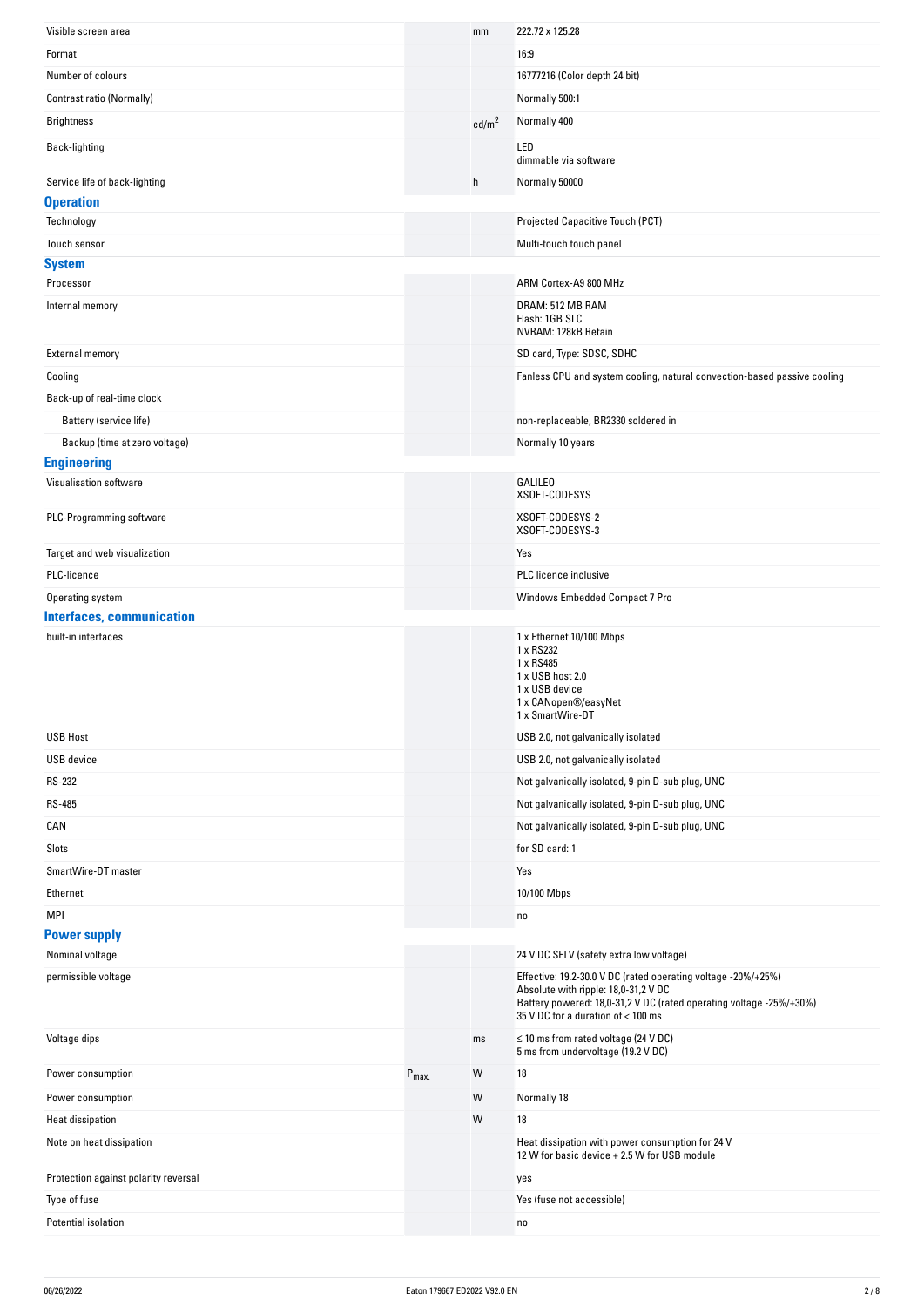| | | | |
|---|---|---|---|
| Visible screen area | | mm | 222.72 x 125.28 |
| Format | | | 16:9 |
| Number of colours | | | 16777216 (Color depth 24 bit) |
| Contrast ratio (Normally) | | | Normally 500:1 |
| Brightness | | cd/m$^2$ | Normally 400 |
| Back-lighting | | | LED<br>dimmable via software |
| Service life of back-lighting | | h | Normally 50000 |

## Operation

| | | | |
|---|---|---|---|
| Technology | | | Projected Capacitive Touch (PCT) |
| Touch sensor | | | Multi-touch touch panel |

## System

| | | | |
|---|---|---|---|
| Processor | | | ARM Cortex-A9 800 MHz |
| Internal memory | | | DRAM: 512 MB RAM<br>Flash: 1GB SLC<br>NVRAM: 128kB Retain |
| External memory | | | SD card, Type: SDSC, SDHC |
| Cooling | | | Fanless CPU and system cooling, natural convection-based passive cooling |
| Back-up of real-time clock | | | |
| Battery (service life) | | | non-replaceable, BR2330 soldered in |
| Backup (time at zero voltage) | | | Normally 10 years |

## Engineering

| | | | |
|---|---|---|---|
| Visualisation software | | | GALILEO<br>XSOFT-CODESYS |
| PLC-Programming software | | | XSOFT-CODESYS-2<br>XSOFT-CODESYS-3 |
| Target and web visualization | | | Yes |
| PLC-licence | | | PLC licence inclusive |
| Operating system | | | Windows Embedded Compact 7 Pro |

## Interfaces, communication

| | | | |
|---|---|---|---|
| built-in interfaces | | | 1 x Ethernet 10/100 Mbps<br>1 x RS232<br>1 x RS485<br>1 x USB host 2.0<br>1 x USB device<br>1 x CANopen®/easyNet<br>1 x SmartWire-DT |
| USB Host | | | USB 2.0, not galvanically isolated |
| USB device | | | USB 2.0, not galvanically isolated |
| RS-232 | | | Not galvanically isolated, 9-pin D-sub plug, UNC |
| RS-485 | | | Not galvanically isolated, 9-pin D-sub plug, UNC |
| CAN | | | Not galvanically isolated, 9-pin D-sub plug, UNC |
| Slots | | | for SD card: 1 |
| SmartWire-DT master | | | Yes |
| Ethernet | | | 10/100 Mbps |
| MPI | | | no |

## Power supply

| | | | |
|---|---|---|---|
| Nominal voltage | | | 24 V DC SELV (safety extra low voltage) |
| permissible voltage | | | Effective: 19.2-30.0 V DC (rated operating voltage -20%/+25%)<br>Absolute with ripple: 18,0-31,2 V DC<br>Battery powered: 18,0-31,2 V DC (rated operating voltage -25%/+30%)<br>35 V DC for a duration of < 100 ms |
| Voltage dips | | ms | ≤ 10 ms from rated voltage (24 V DC)<br>5 ms from undervoltage (19.2 V DC) |
| Power consumption | $P_{max.}$ | W | 18 |
| Power consumption | | W | Normally 18 |
| Heat dissipation | | W | 18 |
| Note on heat dissipation | | | Heat dissipation with power consumption for 24 V<br>12 W for basic device + 2.5 W for USB module |
| Protection against polarity reversal | | | yes |
| Type of fuse | | | Yes (fuse not accessible) |
| Potential isolation | | | no |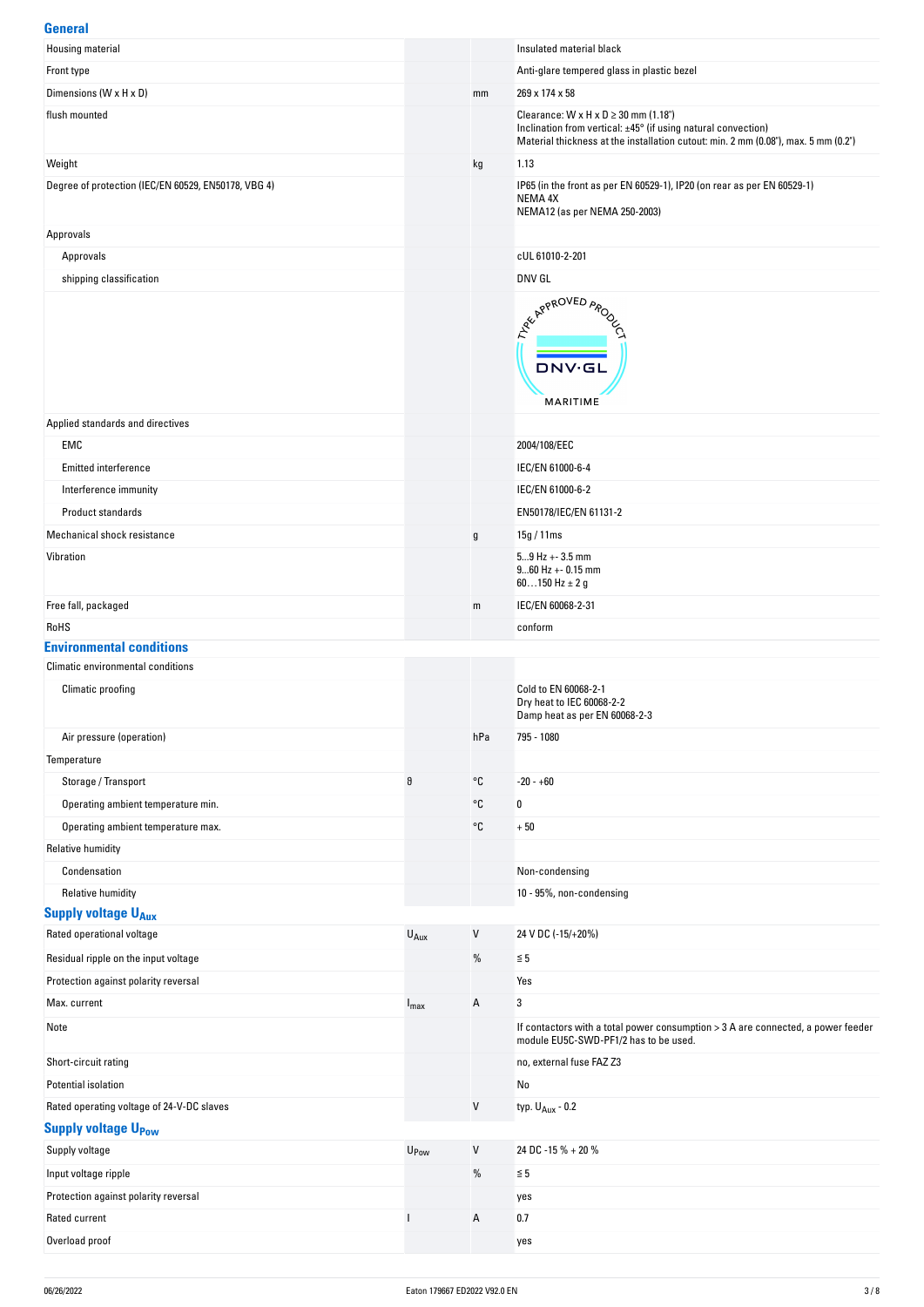## General

| | | | |
|---|---|---|---|
| Housing material | | | Insulated material black |
| Front type | | | Anti-glare tempered glass in plastic bezel |
| Dimensions (W x H x D) | | mm | 269 x 174 x 58 |
| flush mounted | | | Clearance: W x H x D ≥ 30 mm (1.18")<br>Inclination from vertical: ±45° (if using natural convection)<br>Material thickness at the installation cutout: min. 2 mm (0.08"), max. 5 mm (0.2") |
| Weight | | kg | 1.13 |
| Degree of protection (IEC/EN 60529, EN50178, VBG 4) | | | IP65 (in the front as per EN 60529-1), IP20 (on rear as per EN 60529-1)<br>NEMA 4X<br>NEMA12 (as per NEMA 250-2003) |
| Approvals | | | |
| Approvals | | | cUL 61010-2-201 |
| shipping classification | | | DNV GL |
| | | | TYPE APPROVED PRODUCT DNV·GL MARITIME |
| Applied standards and directives | | | |
| EMC | | | 2004/108/EEC |
| Emitted interference | | | IEC/EN 61000-6-4 |
| Interference immunity | | | IEC/EN 61000-6-2 |
| Product standards | | | EN50178/IEC/EN 61131-2 |
| Mechanical shock resistance | | g | 15g / 11ms |
| Vibration | | | 5...9 Hz +- 3.5 mm<br>9...60 Hz +- 0.15 mm<br>60…150 Hz ± 2 g |
| Free fall, packaged | | m | IEC/EN 60068-2-31 |
| RoHS | | | conform |

## Environmental conditions

| | | | |
|---|---|---|---|
| Climatic environmental conditions | | | |
| Climatic proofing | | | Cold to EN 60068-2-1<br>Dry heat to IEC 60068-2-2<br>Damp heat as per EN 60068-2-3 |
| Air pressure (operation) | | hPa | 795 - 1080 |
| Temperature | | | |
| Storage / Transport | ϑ | °C | -20 - +60 |
| Operating ambient temperature min. | | °C | 0 |
| Operating ambient temperature max. | | °C | + 50 |
| Relative humidity | | | |
| Condensation | | | Non-condensing |
| Relative humidity | | | 10 - 95%, non-condensing |

## Supply voltage $U_{Aux}$

| | | | |
|---|---|---|---|
| Rated operational voltage | $U_{Aux}$ | V | 24 V DC (-15/+20%) |
| Residual ripple on the input voltage | | % | ≦ 5 |
| Protection against polarity reversal | | | Yes |
| Max. current | $I_{max}$ | A | 3 |
| Note | | | If contactors with a total power consumption > 3 A are connected, a power feeder module EU5C-SWD-PF1/2 has to be used. |
| Short-circuit rating | | | no, external fuse FAZ Z3 |
| Potential isolation | | | No |
| Rated operating voltage of 24-V-DC slaves | | V | typ. $U_{Aux}$ - 0.2 |

## Supply voltage $U_{Pow}$

| | | | |
|---|---|---|---|
| Supply voltage | $U_{Pow}$ | V | 24 DC -15 % + 20 % |
| Input voltage ripple | | % | ≦ 5 |
| Protection against polarity reversal | | | yes |
| Rated current | I | A | 0.7 |
| Overload proof | | | yes |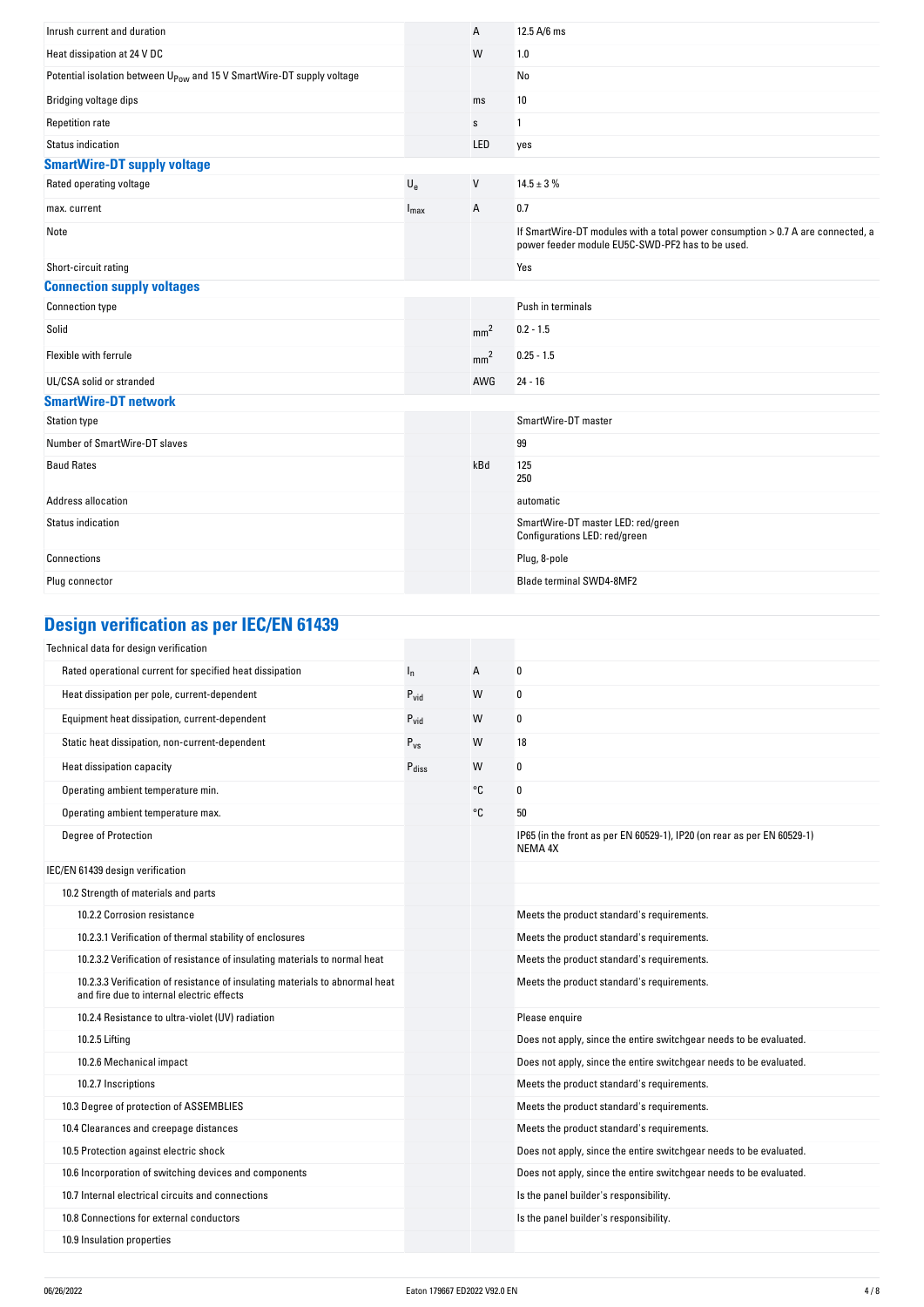| | | | |
|---|---|---|---|
| Inrush current and duration | | A | 12.5 A/6 ms |
| Heat dissipation at 24 V DC | | W | 1.0 |
| Potential isolation between $U_{Pow}$ and 15 V SmartWire-DT supply voltage | | | No |
| Bridging voltage dips | | ms | 10 |
| Repetition rate | | s | 1 |
| Status indication | | LED | yes |

### SmartWire-DT supply voltage

| | | | |
|---|---|---|---|
| Rated operating voltage | $U_e$ | V | 14.5 ± 3 % |
| max. current | $I_{max}$ | A | 0.7 |
| Note | | | If SmartWire-DT modules with a total power consumption > 0.7 A are connected, a power feeder module EU5C-SWD-PF2 has to be used. |
| Short-circuit rating | | | Yes |

### Connection supply voltages

| | | | |
|---|---|---|---|
| Connection type | | | Push in terminals |
| Solid | | $mm^2$ | 0.2 - 1.5 |
| Flexible with ferrule | | $mm^2$ | 0.25 - 1.5 |
| UL/CSA solid or stranded | | AWG | 24 - 16 |

### SmartWire-DT network

| | | | |
|---|---|---|---|
| Station type | | | SmartWire-DT master |
| Number of SmartWire-DT slaves | | | 99 |
| Baud Rates | | kBd | 125<br>250 |
| Address allocation | | | automatic |
| Status indication | | | SmartWire-DT master LED: red/green<br>Configurations LED: red/green |
| Connections | | | Plug, 8-pole |
| Plug connector | | | Blade terminal SWD4-8MF2 |

## Design verification as per IEC/EN 61439

| | | | |
|---|---|---|---|
| Technical data for design verification | | | |
| Rated operational current for specified heat dissipation | $I_n$ | A | 0 |
| Heat dissipation per pole, current-dependent | $P_{vid}$ | W | 0 |
| Equipment heat dissipation, current-dependent | $P_{vid}$ | W | 0 |
| Static heat dissipation, non-current-dependent | $P_{vs}$ | W | 18 |
| Heat dissipation capacity | $P_{diss}$ | W | 0 |
| Operating ambient temperature min. | | °C | 0 |
| Operating ambient temperature max. | | °C | 50 |
| Degree of Protection | | | IP65 (in the front as per EN 60529-1), IP20 (on rear as per EN 60529-1)<br>NEMA 4X |
| IEC/EN 61439 design verification | | | |
| 10.2 Strength of materials and parts | | | |
| 10.2.2 Corrosion resistance | | | Meets the product standard's requirements. |
| 10.2.3.1 Verification of thermal stability of enclosures | | | Meets the product standard's requirements. |
| 10.2.3.2 Verification of resistance of insulating materials to normal heat | | | Meets the product standard's requirements. |
| 10.2.3.3 Verification of resistance of insulating materials to abnormal heat and fire due to internal electric effects | | | Meets the product standard's requirements. |
| 10.2.4 Resistance to ultra-violet (UV) radiation | | | Please enquire |
| 10.2.5 Lifting | | | Does not apply, since the entire switchgear needs to be evaluated. |
| 10.2.6 Mechanical impact | | | Does not apply, since the entire switchgear needs to be evaluated. |
| 10.2.7 Inscriptions | | | Meets the product standard's requirements. |
| 10.3 Degree of protection of ASSEMBLIES | | | Meets the product standard's requirements. |
| 10.4 Clearances and creepage distances | | | Meets the product standard's requirements. |
| 10.5 Protection against electric shock | | | Does not apply, since the entire switchgear needs to be evaluated. |
| 10.6 Incorporation of switching devices and components | | | Does not apply, since the entire switchgear needs to be evaluated. |
| 10.7 Internal electrical circuits and connections | | | Is the panel builder's responsibility. |
| 10.8 Connections for external conductors | | | Is the panel builder's responsibility. |
| 10.9 Insulation properties | | | |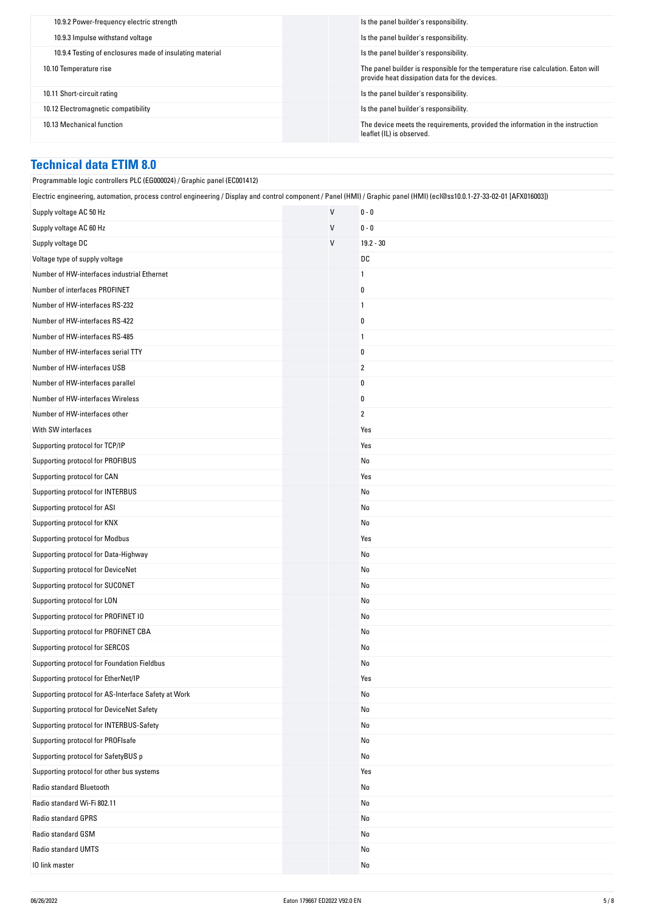| | | | |
|---|---|---|---|
| 10.9.2 Power-frequency electric strength | | | Is the panel builder's responsibility. |
| 10.9.3 Impulse withstand voltage | | | Is the panel builder's responsibility. |
| 10.9.4 Testing of enclosures made of insulating material | | | Is the panel builder's responsibility. |
| 10.10 Temperature rise | | | The panel builder is responsible for the temperature rise calculation. Eaton will provide heat dissipation data for the devices. |
| 10.11 Short-circuit rating | | | Is the panel builder's responsibility. |
| 10.12 Electromagnetic compatibility | | | Is the panel builder's responsibility. |
| 10.13 Mechanical function | | | The device meets the requirements, provided the information in the instruction leaflet (IL) is observed. |

## Technical data ETIM 8.0

Programmable logic controllers PLC (EG000024) / Graphic panel (EC001412)

Electric engineering, automation, process control engineering / Display and control component / Panel (HMI) / Graphic panel (HMI) (ecl@ss10.0.1-27-33-02-01 [AFX016003])

| | | |
|---|---|---|
| Supply voltage AC 50 Hz | V | 0 - 0 |
| Supply voltage AC 60 Hz | V | 0 - 0 |
| Supply voltage DC | V | 19.2 - 30 |
| Voltage type of supply voltage | | DC |
| Number of HW-interfaces industrial Ethernet | | 1 |
| Number of interfaces PROFINET | | 0 |
| Number of HW-interfaces RS-232 | | 1 |
| Number of HW-interfaces RS-422 | | 0 |
| Number of HW-interfaces RS-485 | | 1 |
| Number of HW-interfaces serial TTY | | 0 |
| Number of HW-interfaces USB | | 2 |
| Number of HW-interfaces parallel | | 0 |
| Number of HW-interfaces Wireless | | 0 |
| Number of HW-interfaces other | | 2 |
| With SW interfaces | | Yes |
| Supporting protocol for TCP/IP | | Yes |
| Supporting protocol for PROFIBUS | | No |
| Supporting protocol for CAN | | Yes |
| Supporting protocol for INTERBUS | | No |
| Supporting protocol for ASI | | No |
| Supporting protocol for KNX | | No |
| Supporting protocol for Modbus | | Yes |
| Supporting protocol for Data-Highway | | No |
| Supporting protocol for DeviceNet | | No |
| Supporting protocol for SUCONET | | No |
| Supporting protocol for LON | | No |
| Supporting protocol for PROFINET IO | | No |
| Supporting protocol for PROFINET CBA | | No |
| Supporting protocol for SERCOS | | No |
| Supporting protocol for Foundation Fieldbus | | No |
| Supporting protocol for EtherNet/IP | | Yes |
| Supporting protocol for AS-Interface Safety at Work | | No |
| Supporting protocol for DeviceNet Safety | | No |
| Supporting protocol for INTERBUS-Safety | | No |
| Supporting protocol for PROFIsafe | | No |
| Supporting protocol for SafetyBUS p | | No |
| Supporting protocol for other bus systems | | Yes |
| Radio standard Bluetooth | | No |
| Radio standard Wi-Fi 802.11 | | No |
| Radio standard GPRS | | No |
| Radio standard GSM | | No |
| Radio standard UMTS | | No |
| IO link master | | No |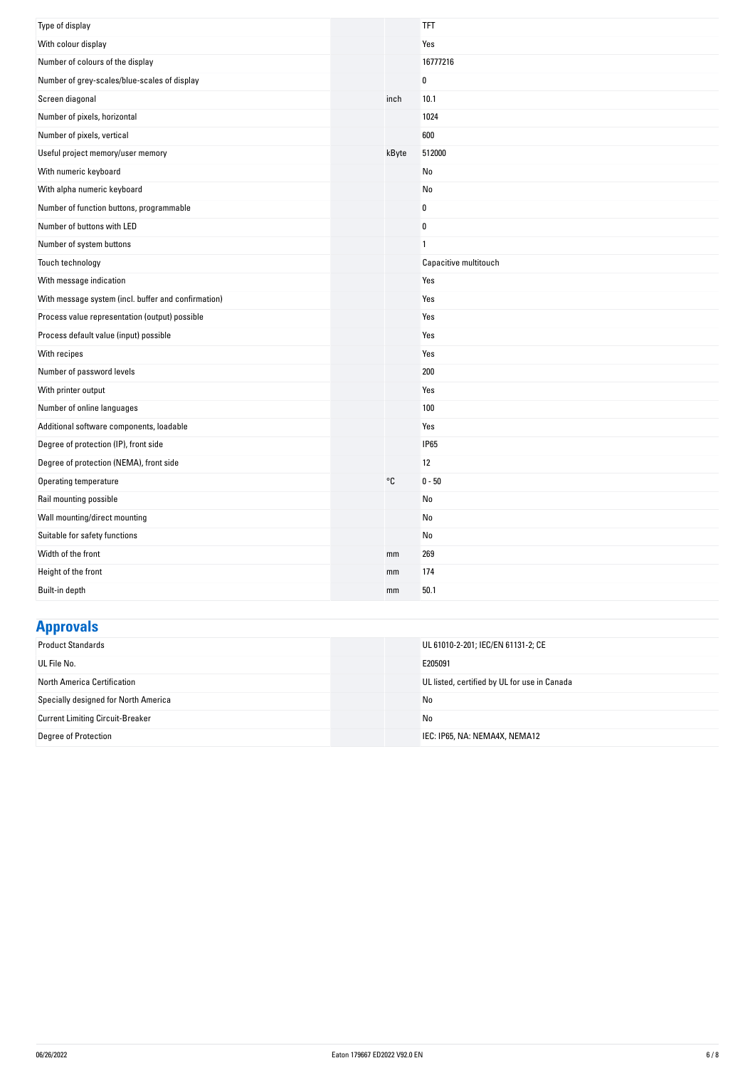| | | |
|---|---|---|
| Type of display | | TFT |
| With colour display | | Yes |
| Number of colours of the display | | 16777216 |
| Number of grey-scales/blue-scales of display | | 0 |
| Screen diagonal | inch | 10.1 |
| Number of pixels, horizontal | | 1024 |
| Number of pixels, vertical | | 600 |
| Useful project memory/user memory | kByte | 512000 |
| With numeric keyboard | | No |
| With alpha numeric keyboard | | No |
| Number of function buttons, programmable | | 0 |
| Number of buttons with LED | | 0 |
| Number of system buttons | | 1 |
| Touch technology | | Capacitive multitouch |
| With message indication | | Yes |
| With message system (incl. buffer and confirmation) | | Yes |
| Process value representation (output) possible | | Yes |
| Process default value (input) possible | | Yes |
| With recipes | | Yes |
| Number of password levels | | 200 |
| With printer output | | Yes |
| Number of online languages | | 100 |
| Additional software components, loadable | | Yes |
| Degree of protection (IP), front side | | IP65 |
| Degree of protection (NEMA), front side | | 12 |
| Operating temperature | °C | 0 - 50 |
| Rail mounting possible | | No |
| Wall mounting/direct mounting | | No |
| Suitable for safety functions | | No |
| Width of the front | mm | 269 |
| Height of the front | mm | 174 |
| Built-in depth | mm | 50.1 |

## Approvals

| | | |
|---|---|---|
| Product Standards | | UL 61010-2-201; IEC/EN 61131-2; CE |
| UL File No. | | E205091 |
| North America Certification | | UL listed, certified by UL for use in Canada |
| Specially designed for North America | | No |
| Current Limiting Circuit-Breaker | | No |
| Degree of Protection | | IEC: IP65, NA: NEMA4X, NEMA12 |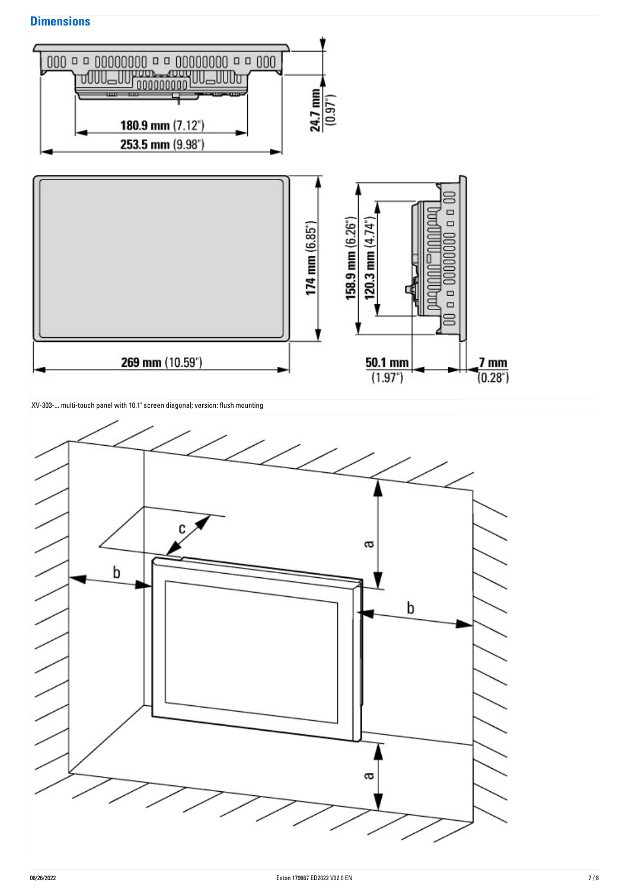## Dimensions

XV-303-... multi-touch panel with 10.1" screen diagonal; version: flush mounting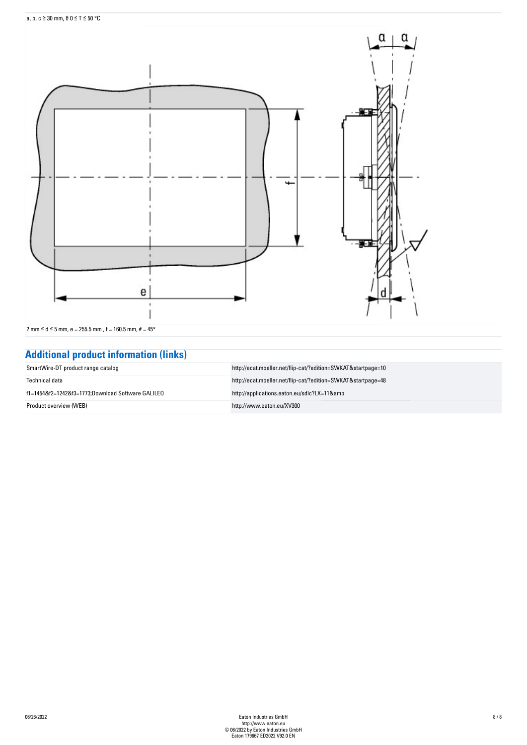a, b, c ≧ 30 mm, ϑ 0 ≦ T ≦ 50 °C

α α

f

e

d

2 mm ≦ d ≦ 5 mm, e = 255.5 mm , f = 160.5 mm, ∢ = 45°

## Additional product information (links)

| | |
|---|---|
| SmartWire-DT product range catalog | http://ecat.moeller.net/flip-cat/?edition=SWKAT&startpage=10 |
| Technical data | http://ecat.moeller.net/flip-cat/?edition=SWKAT&startpage=48 |
| f1=1454&f2=1242&f3=1773;Download Software GALILEO | http://applications.eaton.eu/sdlc?LX=11&amp |
| Product overview (WEB) | http://www.eaton.eu/XV300 |